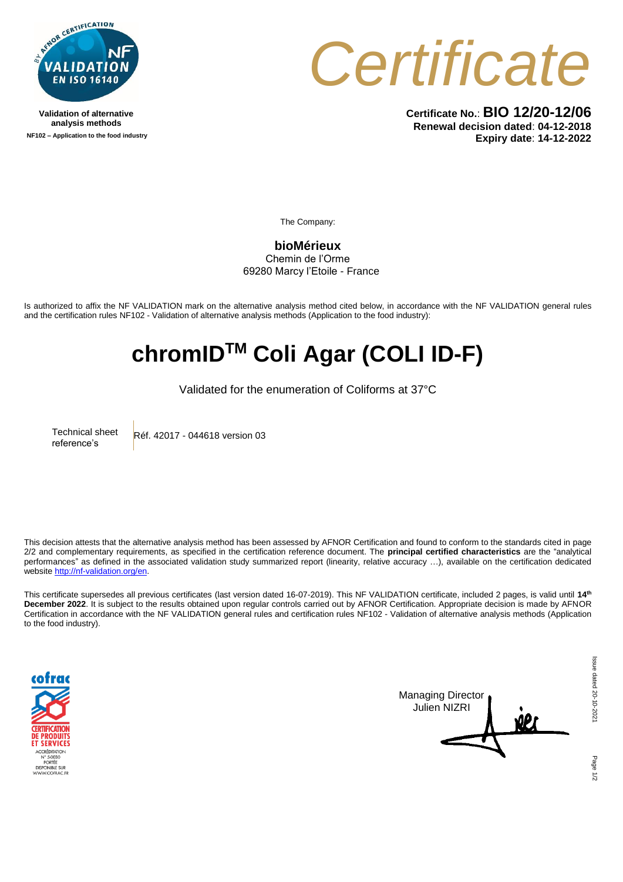Validation of alternative analysis methods
NF102 – Application to the food industry

# Certificate

**Certificate No.**: **BIO 12/20-12/06**
**Renewal decision dated**: **04-12-2018**
**Expiry date**: **14-12-2022**

The Company:

**bioMérieux**
Chemin de l'Orme
69280 Marcy l'Etoile - France

Is authorized to affix the NF VALIDATION mark on the alternative analysis method cited below, in accordance with the NF VALIDATION general rules and the certification rules NF102 - Validation of alternative analysis methods (Application to the food industry):

# chromID™ Coli Agar (COLI ID-F)

Validated for the enumeration of Coliforms at 37°C

| Technical sheet reference's | Réf. 42017 - 044618 version 03 |
|---|---|

This decision attests that the alternative analysis method has been assessed by AFNOR Certification and found to conform to the standards cited in page 2/2 and complementary requirements, as specified in the certification reference document. The **principal certified characteristics** are the "analytical performances" as defined in the associated validation study summarized report (linearity, relative accuracy …), available on the certification dedicated website http://nf-validation.org/en.

This certificate supersedes all previous certificates (last version dated 16-07-2019). This NF VALIDATION certificate, included 2 pages, is valid until **14th December 2022**. It is subject to the results obtained upon regular controls carried out by AFNOR Certification. Appropriate decision is made by AFNOR Certification in accordance with the NF VALIDATION general rules and certification rules NF102 - Validation of alternative analysis methods (Application to the food industry).

cofrac CERTIFICATION DE PRODUITS ET SERVICES ACCRÉDITATION N° 5-0030 PORTÉE DISPONIBLE SUR WWW.COFRAC.FR

Managing Director
Julien NIZRI

Issue dated 20-10-2021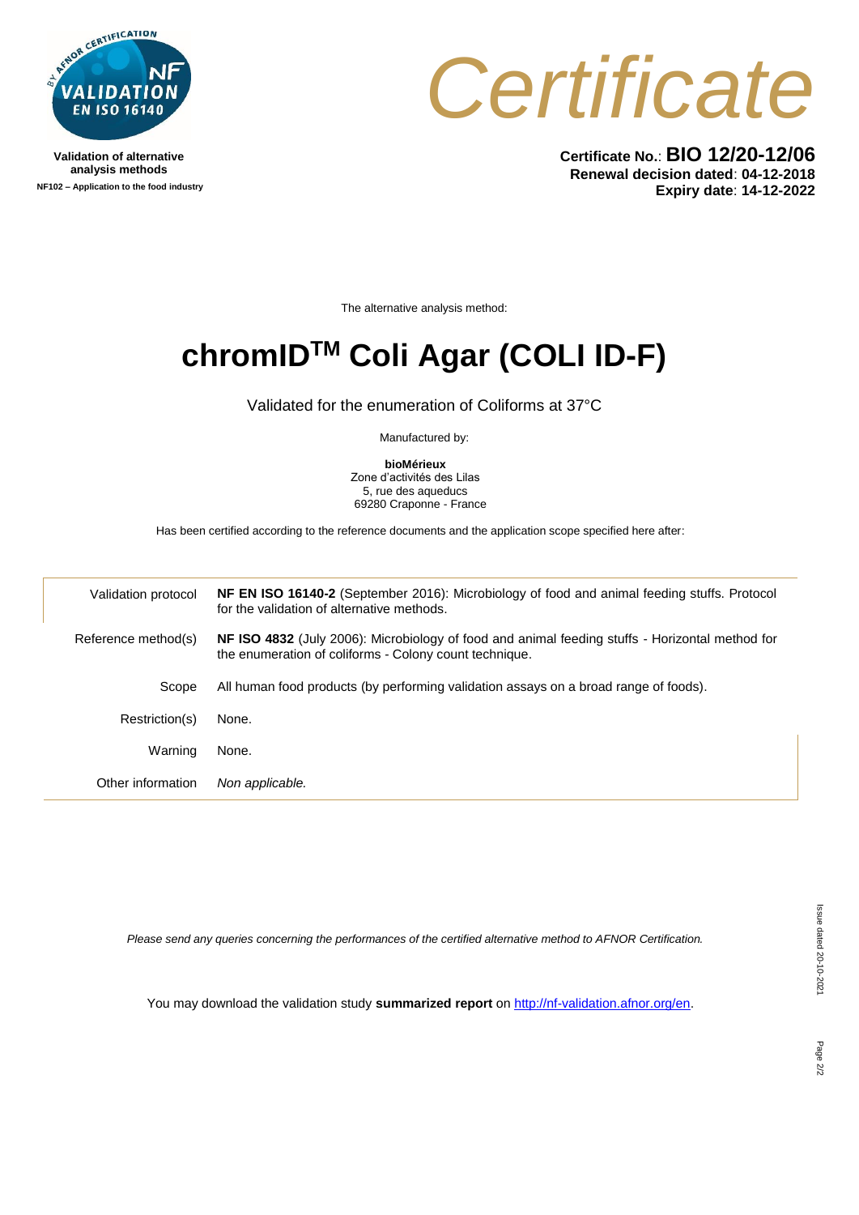Validation of alternative analysis methods

NF102 – Application to the food industry

# Certificate

**Certificate No.**: **BIO 12/20-12/06**
**Renewal decision dated**: **04-12-2018**
**Expiry date**: **14-12-2022**

The alternative analysis method:

# chromID$^{TM}$ Coli Agar (COLI ID-F)

Validated for the enumeration of Coliforms at 37°C

Manufactured by:

**bioMérieux**
Zone d'activités des Lilas
5, rue des aqueducs
69280 Craponne - France

Has been certified according to the reference documents and the application scope specified here after:

| | |
|---|---|
| Validation protocol | **NF EN ISO 16140-2** (September 2016): Microbiology of food and animal feeding stuffs. Protocol for the validation of alternative methods. |
| Reference method(s) | **NF ISO 4832** (July 2006): Microbiology of food and animal feeding stuffs - Horizontal method for the enumeration of coliforms - Colony count technique. |
| Scope | All human food products (by performing validation assays on a broad range of foods). |
| Restriction(s) | None. |
| Warning | None. |
| Other information | *Non applicable.* |

*Please send any queries concerning the performances of the certified alternative method to AFNOR Certification.*

You may download the validation study **summarized report** on http://nf-validation.afnor.org/en.

Issue dated 20-10-2021